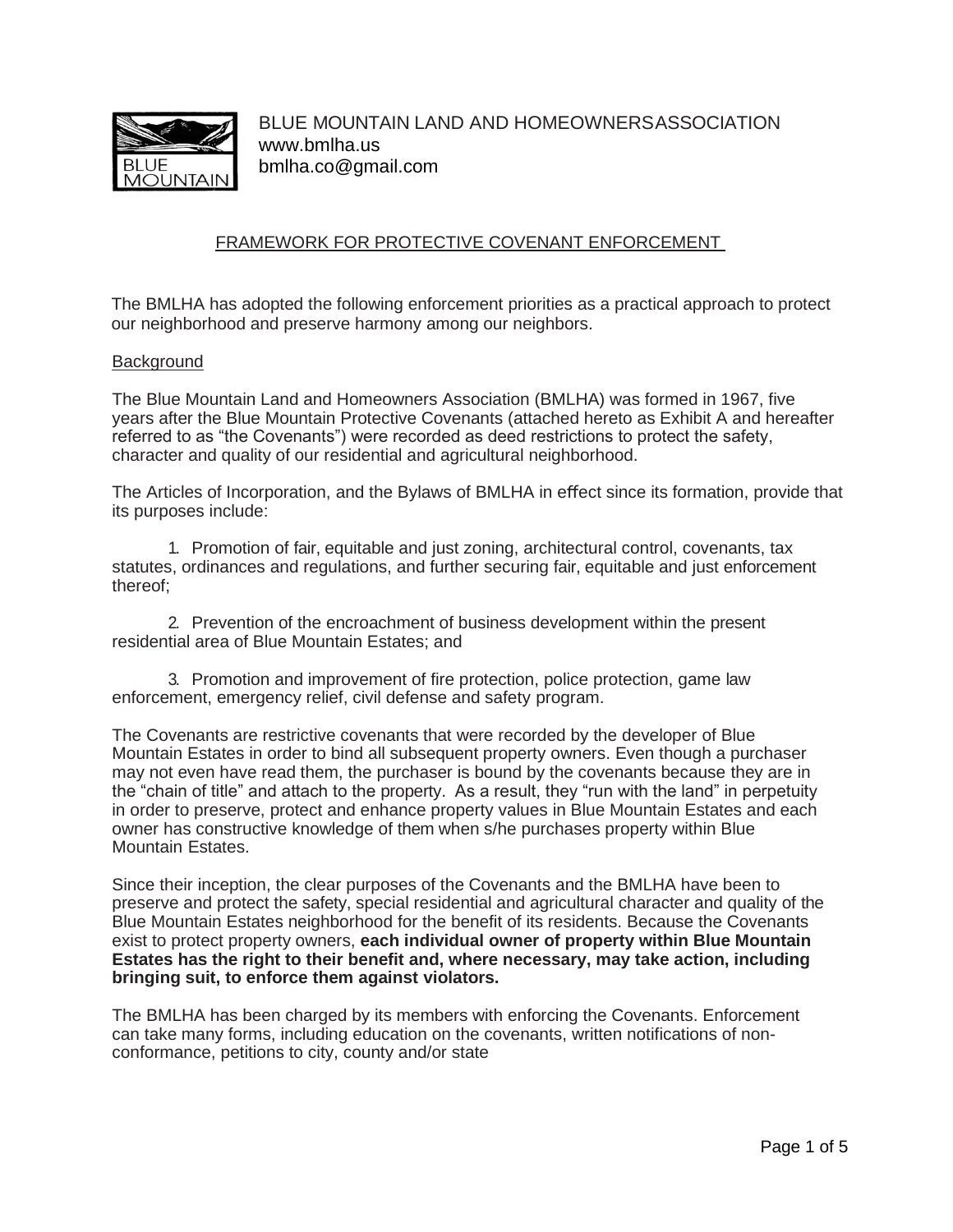BLUE MOUNTAIN LAND AND HOMEOWNERSASSOCIATION
www.bmlha.us
bmlha.co@gmail.com

## FRAMEWORK FOR PROTECTIVE COVENANT ENFORCEMENT

The BMLHA has adopted the following enforcement priorities as a practical approach to protect our neighborhood and preserve harmony among our neighbors.

### Background

The Blue Mountain Land and Homeowners Association (BMLHA) was formed in 1967, five years after the Blue Mountain Protective Covenants (attached hereto as Exhibit A and hereafter referred to as "the Covenants") were recorded as deed restrictions to protect the safety, character and quality of our residential and agricultural neighborhood.

The Articles of Incorporation, and the Bylaws of BMLHA in effect since its formation, provide that its purposes include:

1. Promotion of fair, equitable and just zoning, architectural control, covenants, tax statutes, ordinances and regulations, and further securing fair, equitable and just enforcement thereof;

2. Prevention of the encroachment of business development within the present residential area of Blue Mountain Estates; and

3. Promotion and improvement of fire protection, police protection, game law enforcement, emergency relief, civil defense and safety program.

The Covenants are restrictive covenants that were recorded by the developer of Blue Mountain Estates in order to bind all subsequent property owners. Even though a purchaser may not even have read them, the purchaser is bound by the covenants because they are in the "chain of title" and attach to the property. As a result, they "run with the land" in perpetuity in order to preserve, protect and enhance property values in Blue Mountain Estates and each owner has constructive knowledge of them when s/he purchases property within Blue Mountain Estates.

Since their inception, the clear purposes of the Covenants and the BMLHA have been to preserve and protect the safety, special residential and agricultural character and quality of the Blue Mountain Estates neighborhood for the benefit of its residents. Because the Covenants exist to protect property owners, **each individual owner of property within Blue Mountain Estates has the right to their benefit and, where necessary, may take action, including bringing suit, to enforce them against violators.**

The BMLHA has been charged by its members with enforcing the Covenants. Enforcement can take many forms, including education on the covenants, written notifications of non-conformance, petitions to city, county and/or state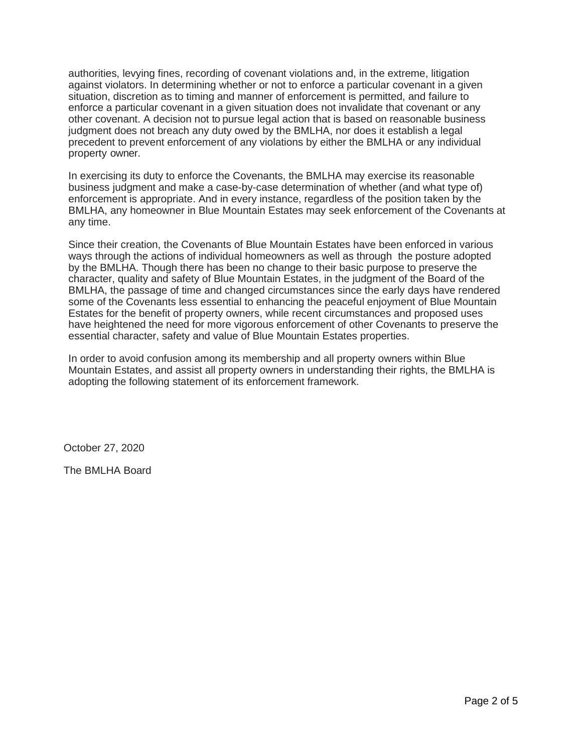authorities, levying fines, recording of covenant violations and, in the extreme, litigation against violators. In determining whether or not to enforce a particular covenant in a given situation, discretion as to timing and manner of enforcement is permitted, and failure to enforce a particular covenant in a given situation does not invalidate that covenant or any other covenant. A decision not to pursue legal action that is based on reasonable business judgment does not breach any duty owed by the BMLHA, nor does it establish a legal precedent to prevent enforcement of any violations by either the BMLHA or any individual property owner.

In exercising its duty to enforce the Covenants, the BMLHA may exercise its reasonable business judgment and make a case-by-case determination of whether (and what type of) enforcement is appropriate. And in every instance, regardless of the position taken by the BMLHA, any homeowner in Blue Mountain Estates may seek enforcement of the Covenants at any time.

Since their creation, the Covenants of Blue Mountain Estates have been enforced in various ways through the actions of individual homeowners as well as through the posture adopted by the BMLHA. Though there has been no change to their basic purpose to preserve the character, quality and safety of Blue Mountain Estates, in the judgment of the Board of the BMLHA, the passage of time and changed circumstances since the early days have rendered some of the Covenants less essential to enhancing the peaceful enjoyment of Blue Mountain Estates for the benefit of property owners, while recent circumstances and proposed uses have heightened the need for more vigorous enforcement of other Covenants to preserve the essential character, safety and value of Blue Mountain Estates properties.

In order to avoid confusion among its membership and all property owners within Blue Mountain Estates, and assist all property owners in understanding their rights, the BMLHA is adopting the following statement of its enforcement framework.

October 27, 2020

The BMLHA Board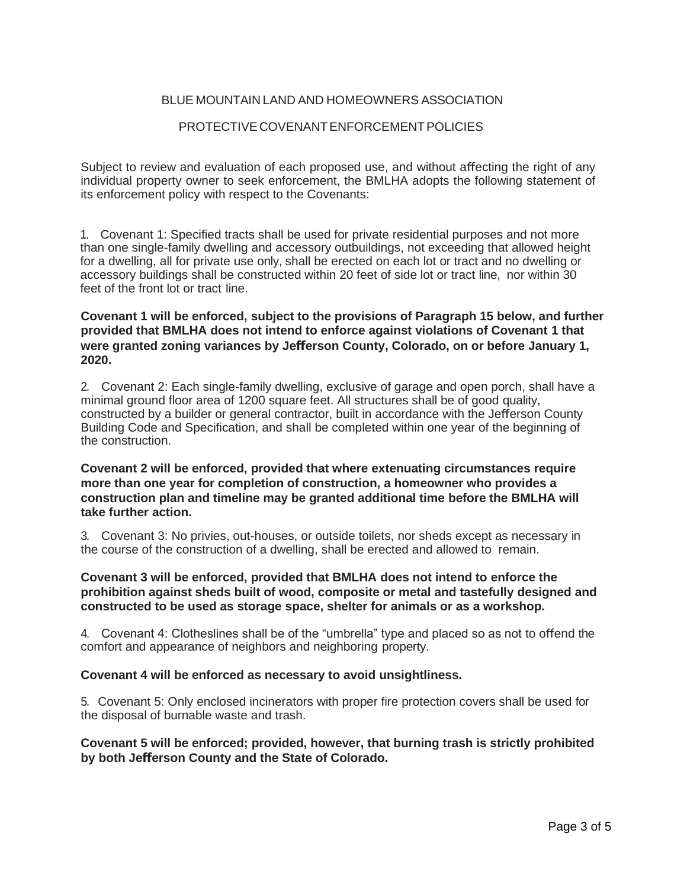BLUE MOUNTAIN LAND AND HOMEOWNERS ASSOCIATION

PROTECTIVE COVENANT ENFORCEMENT POLICIES

Subject to review and evaluation of each proposed use, and without affecting the right of any individual property owner to seek enforcement, the BMLHA adopts the following statement of its enforcement policy with respect to the Covenants:

1. Covenant 1: Specified tracts shall be used for private residential purposes and not more than one single-family dwelling and accessory outbuildings, not exceeding that allowed height for a dwelling, all for private use only, shall be erected on each lot or tract and no dwelling or accessory buildings shall be constructed within 20 feet of side lot or tract line, nor within 30 feet of the front lot or tract line.

**Covenant 1 will be enforced, subject to the provisions of Paragraph 15 below, and further provided that BMLHA does not intend to enforce against violations of Covenant 1 that were granted zoning variances by Jefferson County, Colorado, on or before January 1, 2020.**

2. Covenant 2: Each single-family dwelling, exclusive of garage and open porch, shall have a minimal ground floor area of 1200 square feet. All structures shall be of good quality, constructed by a builder or general contractor, built in accordance with the Jefferson County Building Code and Specification, and shall be completed within one year of the beginning of the construction.

**Covenant 2 will be enforced, provided that where extenuating circumstances require more than one year for completion of construction, a homeowner who provides a construction plan and timeline may be granted additional time before the BMLHA will take further action.**

3. Covenant 3: No privies, out-houses, or outside toilets, nor sheds except as necessary in the course of the construction of a dwelling, shall be erected and allowed to remain.

**Covenant 3 will be enforced, provided that BMLHA does not intend to enforce the prohibition against sheds built of wood, composite or metal and tastefully designed and constructed to be used as storage space, shelter for animals or as a workshop.**

4. Covenant 4: Clotheslines shall be of the "umbrella" type and placed so as not to offend the comfort and appearance of neighbors and neighboring property.

**Covenant 4 will be enforced as necessary to avoid unsightliness.**

5. Covenant 5: Only enclosed incinerators with proper fire protection covers shall be used for the disposal of burnable waste and trash.

**Covenant 5 will be enforced; provided, however, that burning trash is strictly prohibited by both Jefferson County and the State of Colorado.**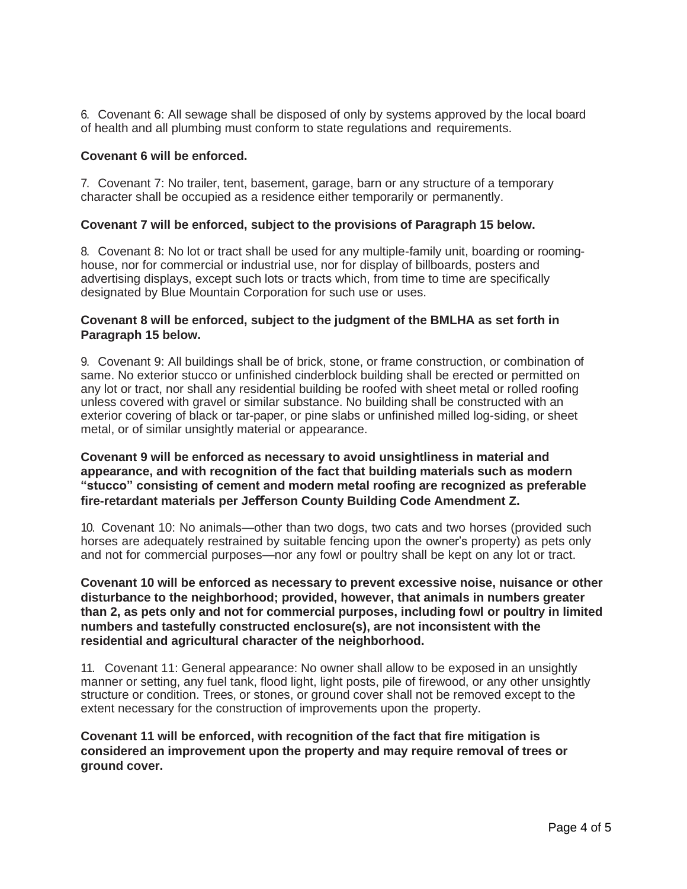6. Covenant 6: All sewage shall be disposed of only by systems approved by the local board of health and all plumbing must conform to state regulations and requirements.

**Covenant 6 will be enforced.**

7. Covenant 7: No trailer, tent, basement, garage, barn or any structure of a temporary character shall be occupied as a residence either temporarily or permanently.

**Covenant 7 will be enforced, subject to the provisions of Paragraph 15 below.**

8. Covenant 8: No lot or tract shall be used for any multiple-family unit, boarding or rooming-house, nor for commercial or industrial use, nor for display of billboards, posters and advertising displays, except such lots or tracts which, from time to time are specifically designated by Blue Mountain Corporation for such use or uses.

**Covenant 8 will be enforced, subject to the judgment of the BMLHA as set forth in Paragraph 15 below.**

9. Covenant 9: All buildings shall be of brick, stone, or frame construction, or combination of same. No exterior stucco or unfinished cinderblock building shall be erected or permitted on any lot or tract, nor shall any residential building be roofed with sheet metal or rolled roofing unless covered with gravel or similar substance. No building shall be constructed with an exterior covering of black or tar-paper, or pine slabs or unfinished milled log-siding, or sheet metal, or of similar unsightly material or appearance.

**Covenant 9 will be enforced as necessary to avoid unsightliness in material and appearance, and with recognition of the fact that building materials such as modern "stucco" consisting of cement and modern metal roofing are recognized as preferable fire-retardant materials per Jefferson County Building Code Amendment Z.**

10. Covenant 10: No animals—other than two dogs, two cats and two horses (provided such horses are adequately restrained by suitable fencing upon the owner's property) as pets only and not for commercial purposes—nor any fowl or poultry shall be kept on any lot or tract.

**Covenant 10 will be enforced as necessary to prevent excessive noise, nuisance or other disturbance to the neighborhood; provided, however, that animals in numbers greater than 2, as pets only and not for commercial purposes, including fowl or poultry in limited numbers and tastefully constructed enclosure(s), are not inconsistent with the residential and agricultural character of the neighborhood.**

11. Covenant 11: General appearance: No owner shall allow to be exposed in an unsightly manner or setting, any fuel tank, flood light, light posts, pile of firewood, or any other unsightly structure or condition. Trees, or stones, or ground cover shall not be removed except to the extent necessary for the construction of improvements upon the property.

**Covenant 11 will be enforced, with recognition of the fact that fire mitigation is considered an improvement upon the property and may require removal of trees or ground cover.**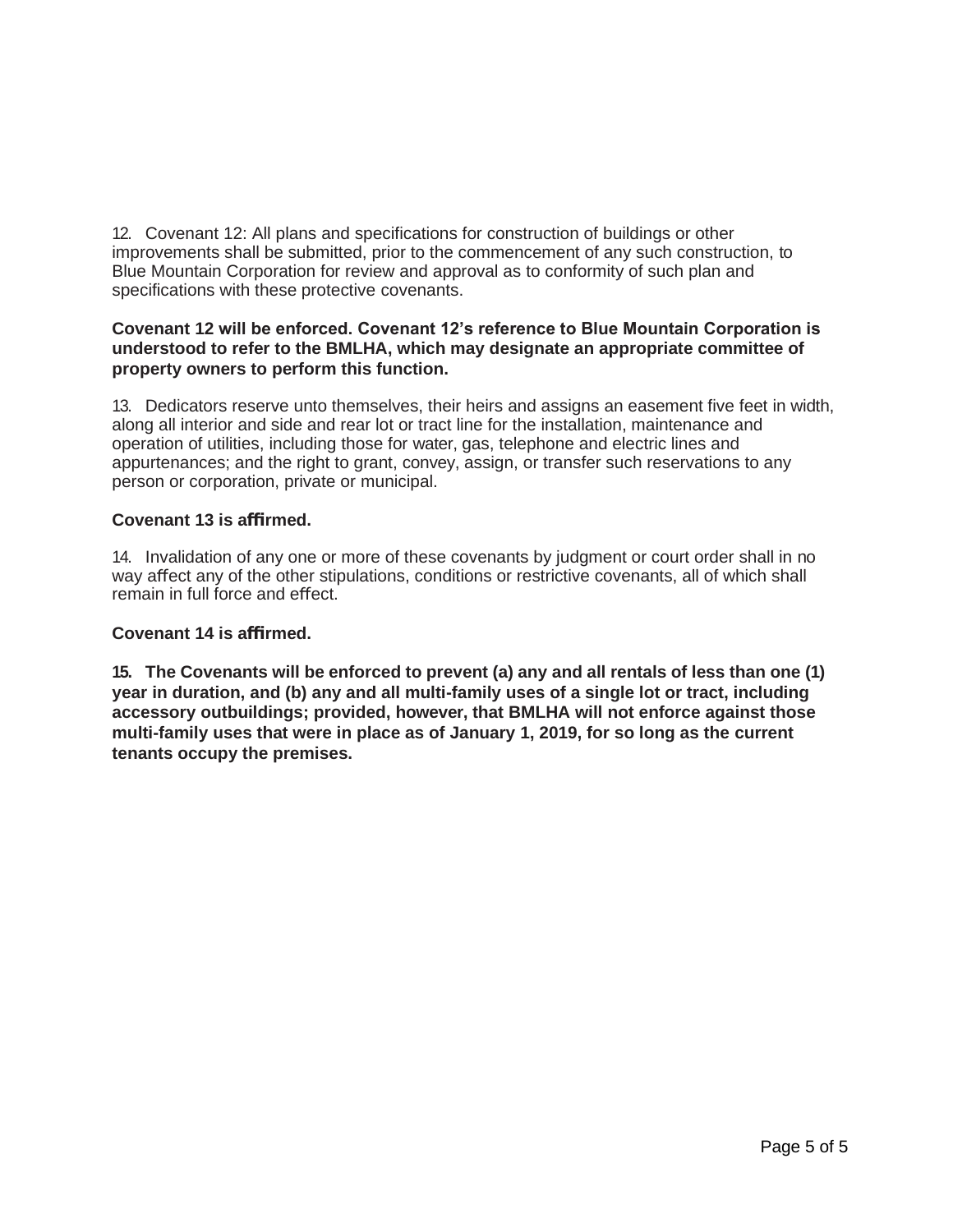12. Covenant 12: All plans and specifications for construction of buildings or other improvements shall be submitted, prior to the commencement of any such construction, to Blue Mountain Corporation for review and approval as to conformity of such plan and specifications with these protective covenants.

**Covenant 12 will be enforced. Covenant 12's reference to Blue Mountain Corporation is understood to refer to the BMLHA, which may designate an appropriate committee of property owners to perform this function.**

13. Dedicators reserve unto themselves, their heirs and assigns an easement five feet in width, along all interior and side and rear lot or tract line for the installation, maintenance and operation of utilities, including those for water, gas, telephone and electric lines and appurtenances; and the right to grant, convey, assign, or transfer such reservations to any person or corporation, private or municipal.

**Covenant 13 is affirmed.**

14. Invalidation of any one or more of these covenants by judgment or court order shall in no way affect any of the other stipulations, conditions or restrictive covenants, all of which shall remain in full force and effect.

**Covenant 14 is affirmed.**

**15. The Covenants will be enforced to prevent (a) any and all rentals of less than one (1) year in duration, and (b) any and all multi-family uses of a single lot or tract, including accessory outbuildings; provided, however, that BMLHA will not enforce against those multi-family uses that were in place as of January 1, 2019, for so long as the current tenants occupy the premises.**